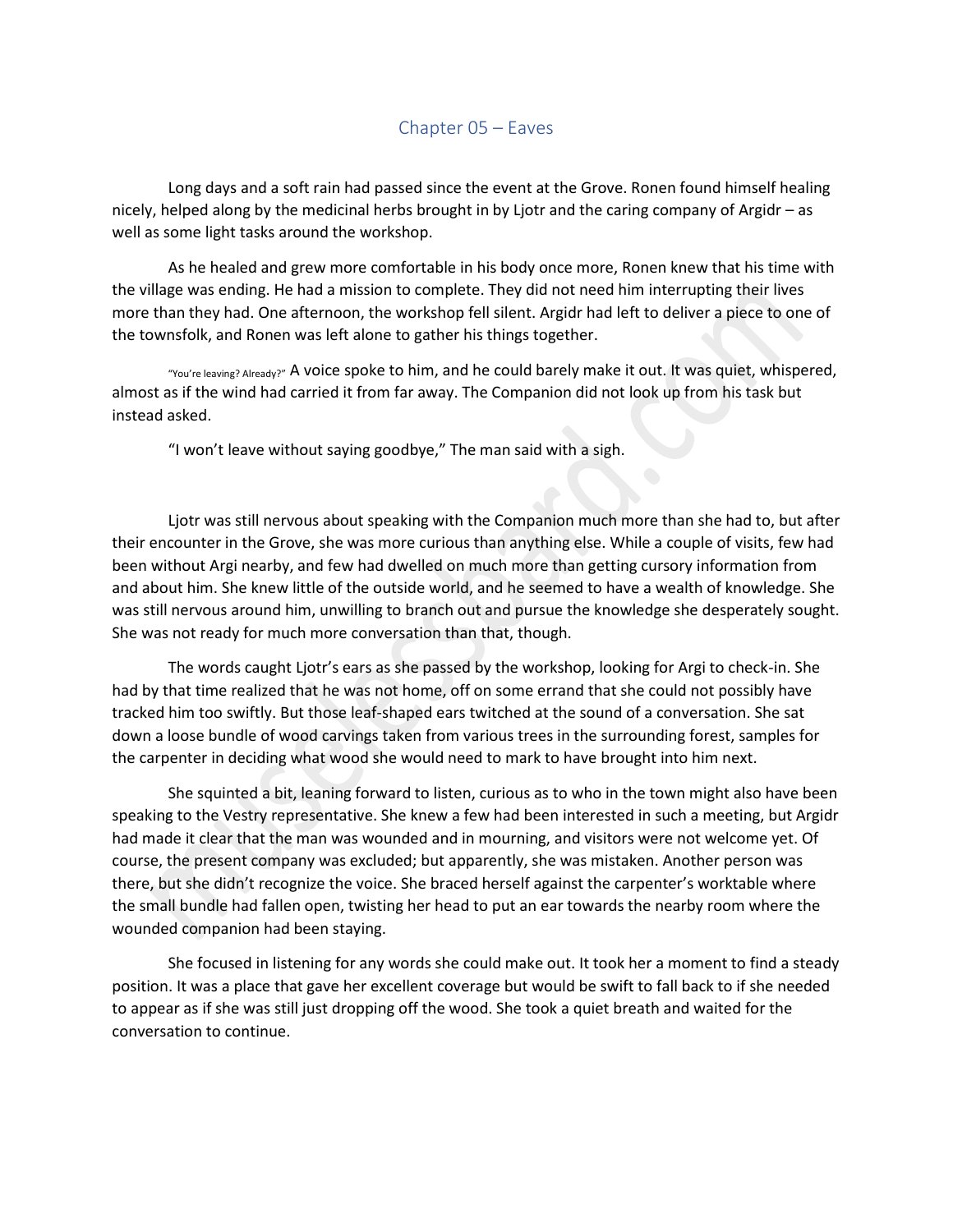## Chapter 05 – Eaves

Long days and a soft rain had passed since the event at the Grove. Ronen found himself healing nicely, helped along by the medicinal herbs brought in by Ljotr and the caring company of Argidr – as well as some light tasks around the workshop.

As he healed and grew more comfortable in his body once more, Ronen knew that his time with the village was ending. He had a mission to complete. They did not need him interrupting their lives more than they had. One afternoon, the workshop fell silent. Argidr had left to deliver a piece to one of the townsfolk, and Ronen was left alone to gather his things together.

"You're leaving? Already?" A voice spoke to him, and he could barely make it out. It was quiet, whispered, almost as if the wind had carried it from far away. The Companion did not look up from his task but instead asked.

"I won't leave without saying goodbye," The man said with a sigh.

Ljotr was still nervous about speaking with the Companion much more than she had to, but after their encounter in the Grove, she was more curious than anything else. While a couple of visits, few had been without Argi nearby, and few had dwelled on much more than getting cursory information from and about him. She knew little of the outside world, and he seemed to have a wealth of knowledge. She was still nervous around him, unwilling to branch out and pursue the knowledge she desperately sought. She was not ready for much more conversation than that, though.

The words caught Ljotr's ears as she passed by the workshop, looking for Argi to check-in. She had by that time realized that he was not home, off on some errand that she could not possibly have tracked him too swiftly. But those leaf-shaped ears twitched at the sound of a conversation. She sat down a loose bundle of wood carvings taken from various trees in the surrounding forest, samples for the carpenter in deciding what wood she would need to mark to have brought into him next.

She squinted a bit, leaning forward to listen, curious as to who in the town might also have been speaking to the Vestry representative. She knew a few had been interested in such a meeting, but Argidr had made it clear that the man was wounded and in mourning, and visitors were not welcome yet. Of course, the present company was excluded; but apparently, she was mistaken. Another person was there, but she didn't recognize the voice. She braced herself against the carpenter's worktable where the small bundle had fallen open, twisting her head to put an ear towards the nearby room where the wounded companion had been staying.

She focused in listening for any words she could make out. It took her a moment to find a steady position. It was a place that gave her excellent coverage but would be swift to fall back to if she needed to appear as if she was still just dropping off the wood. She took a quiet breath and waited for the conversation to continue.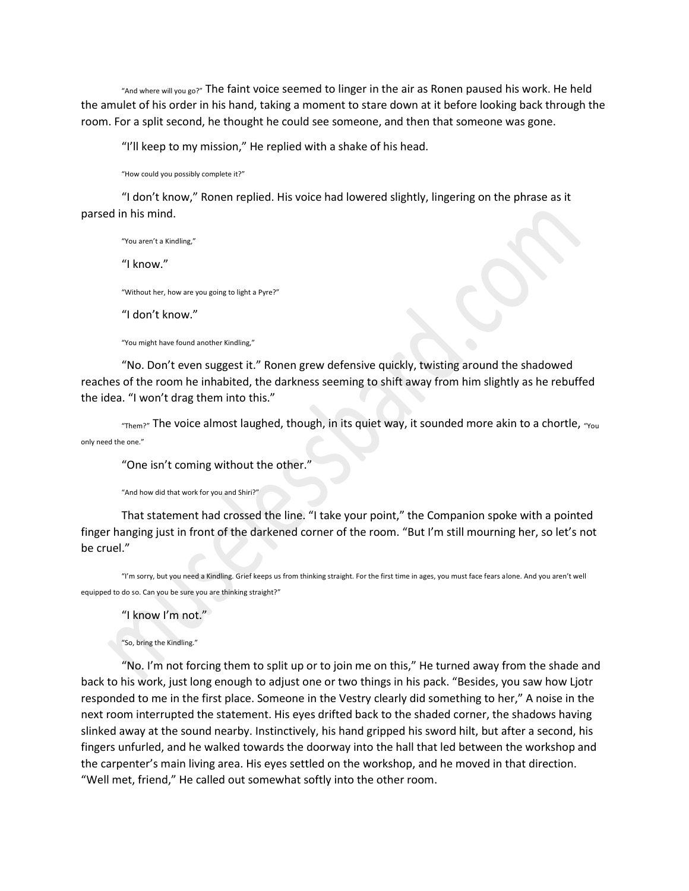"And where will you go?" The faint voice seemed to linger in the air as Ronen paused his work. He held the amulet of his order in his hand, taking a moment to stare down at it before looking back through the room. For a split second, he thought he could see someone, and then that someone was gone.

"I'll keep to my mission," He replied with a shake of his head.

"How could you possibly complete it?"

"I don't know," Ronen replied. His voice had lowered slightly, lingering on the phrase as it parsed in his mind.

"You aren't a Kindling,"

"I know."

"Without her, how are you going to light a Pyre?"

"I don't know."

"You might have found another Kindling,"

"No. Don't even suggest it." Ronen grew defensive quickly, twisting around the shadowed reaches of the room he inhabited, the darkness seeming to shift away from him slightly as he rebuffed the idea. "I won't drag them into this."

"Them?" The voice almost laughed, though, in its quiet way, it sounded more akin to a chortle, "You only need the one."

"One isn't coming without the other."

"And how did that work for you and Shiri?"

That statement had crossed the line. "I take your point," the Companion spoke with a pointed finger hanging just in front of the darkened corner of the room. "But I'm still mourning her, so let's not be cruel."

"I'm sorry, but you need a Kindling. Grief keeps us from thinking straight. For the first time in ages, you must face fears alone. And you aren't well equipped to do so. Can you be sure you are thinking straight?"

"I know I'm not."

"So, bring the Kindling."

"No. I'm not forcing them to split up or to join me on this," He turned away from the shade and back to his work, just long enough to adjust one or two things in his pack. "Besides, you saw how Ljotr responded to me in the first place. Someone in the Vestry clearly did something to her," A noise in the next room interrupted the statement. His eyes drifted back to the shaded corner, the shadows having slinked away at the sound nearby. Instinctively, his hand gripped his sword hilt, but after a second, his fingers unfurled, and he walked towards the doorway into the hall that led between the workshop and the carpenter's main living area. His eyes settled on the workshop, and he moved in that direction. "Well met, friend," He called out somewhat softly into the other room.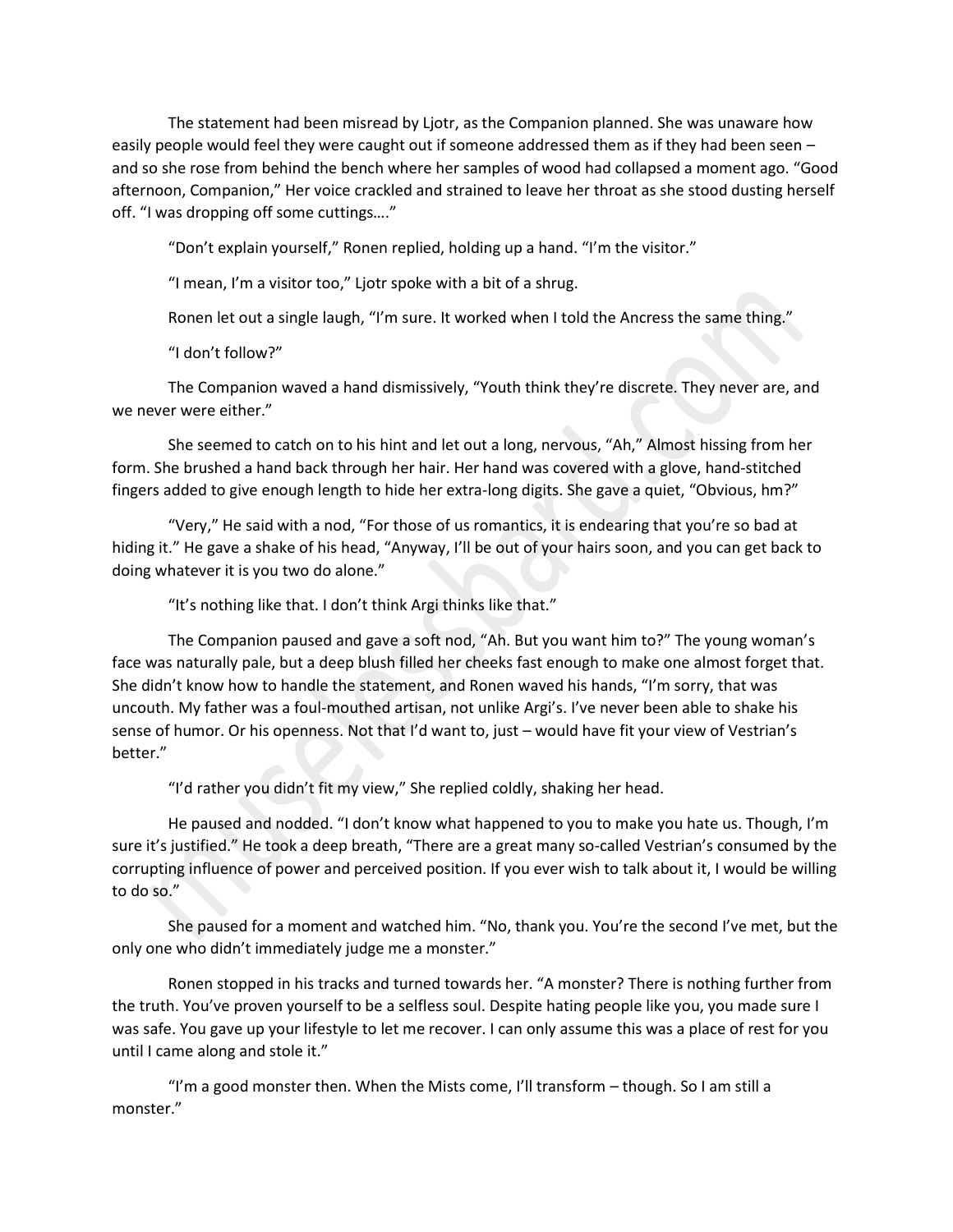The statement had been misread by Ljotr, as the Companion planned. She was unaware how easily people would feel they were caught out if someone addressed them as if they had been seen – and so she rose from behind the bench where her samples of wood had collapsed a moment ago. "Good afternoon, Companion," Her voice crackled and strained to leave her throat as she stood dusting herself off. "I was dropping off some cuttings…."

"Don't explain yourself," Ronen replied, holding up a hand. "I'm the visitor."

"I mean, I'm a visitor too," Ljotr spoke with a bit of a shrug.

Ronen let out a single laugh, "I'm sure. It worked when I told the Ancress the same thing."

"I don't follow?"

The Companion waved a hand dismissively, "Youth think they're discrete. They never are, and we never were either."

She seemed to catch on to his hint and let out a long, nervous, "Ah," Almost hissing from her form. She brushed a hand back through her hair. Her hand was covered with a glove, hand-stitched fingers added to give enough length to hide her extra-long digits. She gave a quiet, "Obvious, hm?"

"Very," He said with a nod, "For those of us romantics, it is endearing that you're so bad at hiding it." He gave a shake of his head, "Anyway, I'll be out of your hairs soon, and you can get back to doing whatever it is you two do alone."

"It's nothing like that. I don't think Argi thinks like that."

The Companion paused and gave a soft nod, "Ah. But you want him to?" The young woman's face was naturally pale, but a deep blush filled her cheeks fast enough to make one almost forget that. She didn't know how to handle the statement, and Ronen waved his hands, "I'm sorry, that was uncouth. My father was a foul-mouthed artisan, not unlike Argi's. I've never been able to shake his sense of humor. Or his openness. Not that I'd want to, just – would have fit your view of Vestrian's better."

"I'd rather you didn't fit my view," She replied coldly, shaking her head.

He paused and nodded. "I don't know what happened to you to make you hate us. Though, I'm sure it's justified." He took a deep breath, "There are a great many so-called Vestrian's consumed by the corrupting influence of power and perceived position. If you ever wish to talk about it, I would be willing to do so."

She paused for a moment and watched him. "No, thank you. You're the second I've met, but the only one who didn't immediately judge me a monster."

Ronen stopped in his tracks and turned towards her. "A monster? There is nothing further from the truth. You've proven yourself to be a selfless soul. Despite hating people like you, you made sure I was safe. You gave up your lifestyle to let me recover. I can only assume this was a place of rest for you until I came along and stole it."

"I'm a good monster then. When the Mists come, I'll transform – though. So I am still a monster."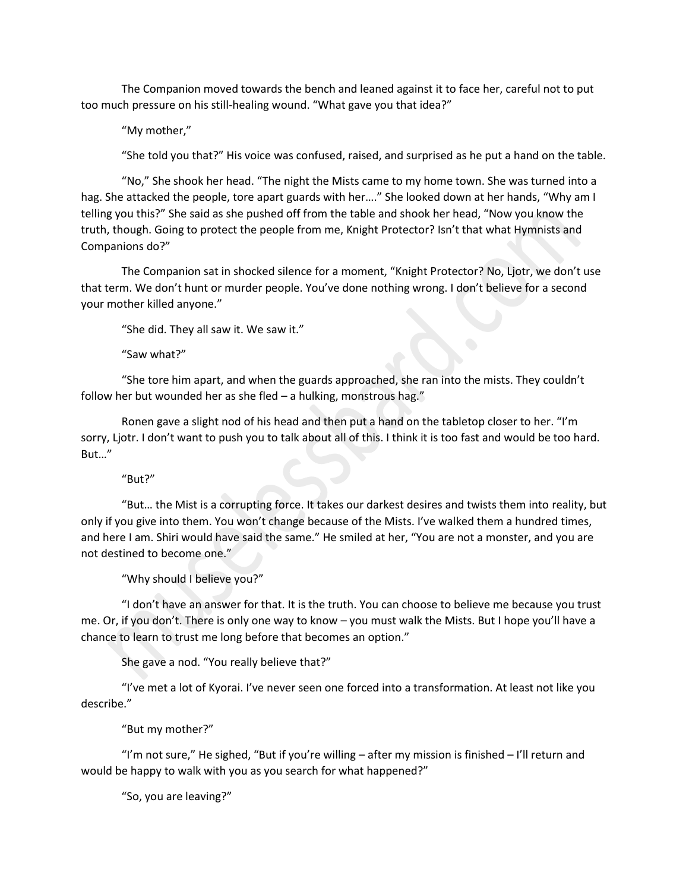The Companion moved towards the bench and leaned against it to face her, careful not to put too much pressure on his still-healing wound. "What gave you that idea?"

"My mother,"

"She told you that?" His voice was confused, raised, and surprised as he put a hand on the table.

"No," She shook her head. "The night the Mists came to my home town. She was turned into a hag. She attacked the people, tore apart guards with her…." She looked down at her hands, "Why am I telling you this?" She said as she pushed off from the table and shook her head, "Now you know the truth, though. Going to protect the people from me, Knight Protector? Isn't that what Hymnists and Companions do?"

The Companion sat in shocked silence for a moment, "Knight Protector? No, Ljotr, we don't use that term. We don't hunt or murder people. You've done nothing wrong. I don't believe for a second your mother killed anyone."

"She did. They all saw it. We saw it."

"Saw what?"

"She tore him apart, and when the guards approached, she ran into the mists. They couldn't follow her but wounded her as she fled – a hulking, monstrous hag."

Ronen gave a slight nod of his head and then put a hand on the tabletop closer to her. "I'm sorry, Ljotr. I don't want to push you to talk about all of this. I think it is too fast and would be too hard. But…"

"But?"

"But… the Mist is a corrupting force. It takes our darkest desires and twists them into reality, but only if you give into them. You won't change because of the Mists. I've walked them a hundred times, and here I am. Shiri would have said the same." He smiled at her, "You are not a monster, and you are not destined to become one."

"Why should I believe you?"

"I don't have an answer for that. It is the truth. You can choose to believe me because you trust me. Or, if you don't. There is only one way to know – you must walk the Mists. But I hope you'll have a chance to learn to trust me long before that becomes an option."

She gave a nod. "You really believe that?"

"I've met a lot of Kyorai. I've never seen one forced into a transformation. At least not like you describe."

"But my mother?"

"I'm not sure," He sighed, "But if you're willing – after my mission is finished – I'll return and would be happy to walk with you as you search for what happened?"

"So, you are leaving?"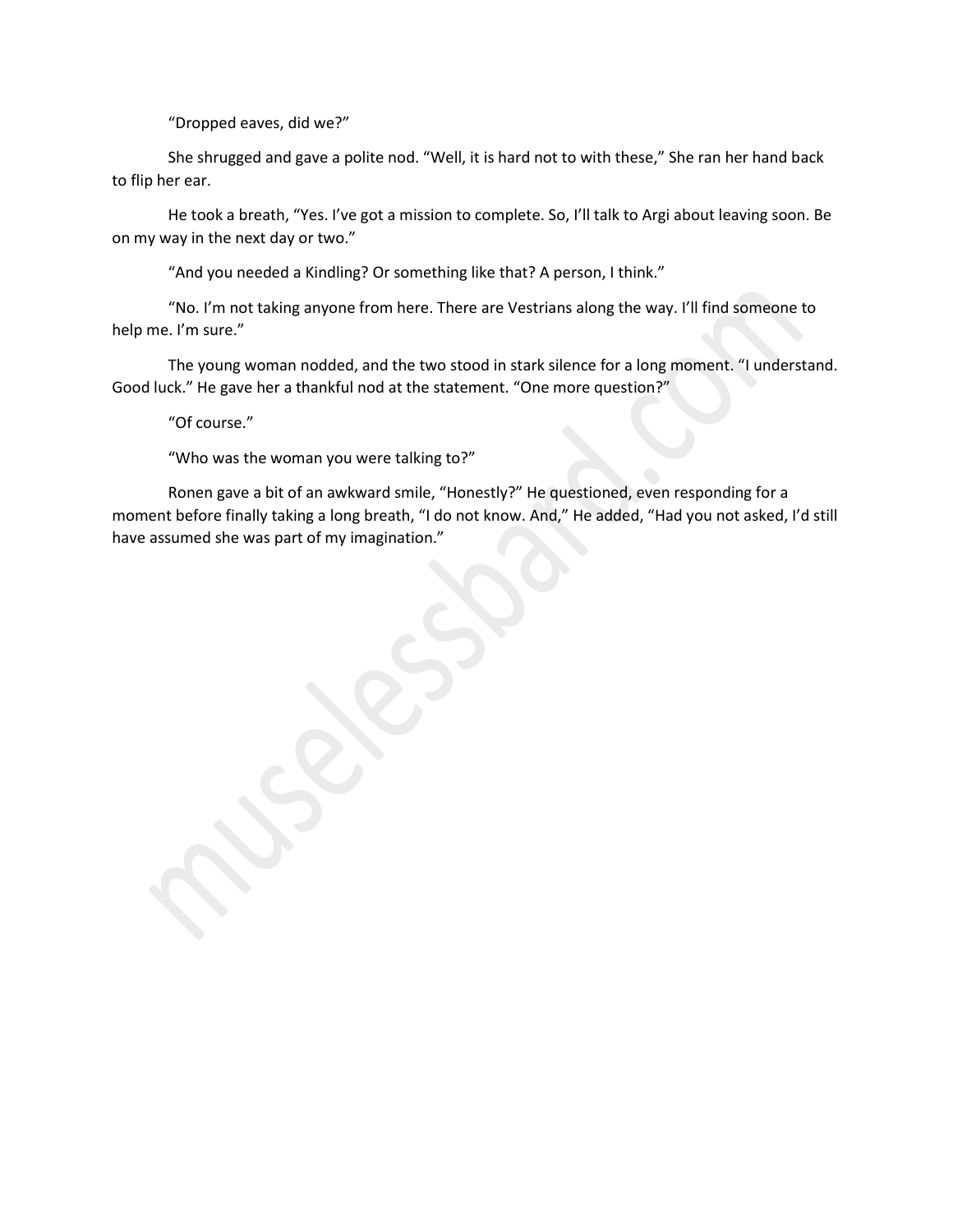"Dropped eaves, did we?"

She shrugged and gave a polite nod. "Well, it is hard not to with these," She ran her hand back to flip her ear.

He took a breath, "Yes. I've got a mission to complete. So, I'll talk to Argi about leaving soon. Be on my way in the next day or two."

"And you needed a Kindling? Or something like that? A person, I think."

"No. I'm not taking anyone from here. There are Vestrians along the way. I'll find someone to help me. I'm sure."

The young woman nodded, and the two stood in stark silence for a long moment. "I understand. Good luck." He gave her a thankful nod at the statement. "One more question?"

"Of course."

"Who was the woman you were talking to?"

Ronen gave a bit of an awkward smile, "Honestly?" He questioned, even responding for a moment before finally taking a long breath, "I do not know. And," He added, "Had you not asked, I'd still have assumed she was part of my imagination."